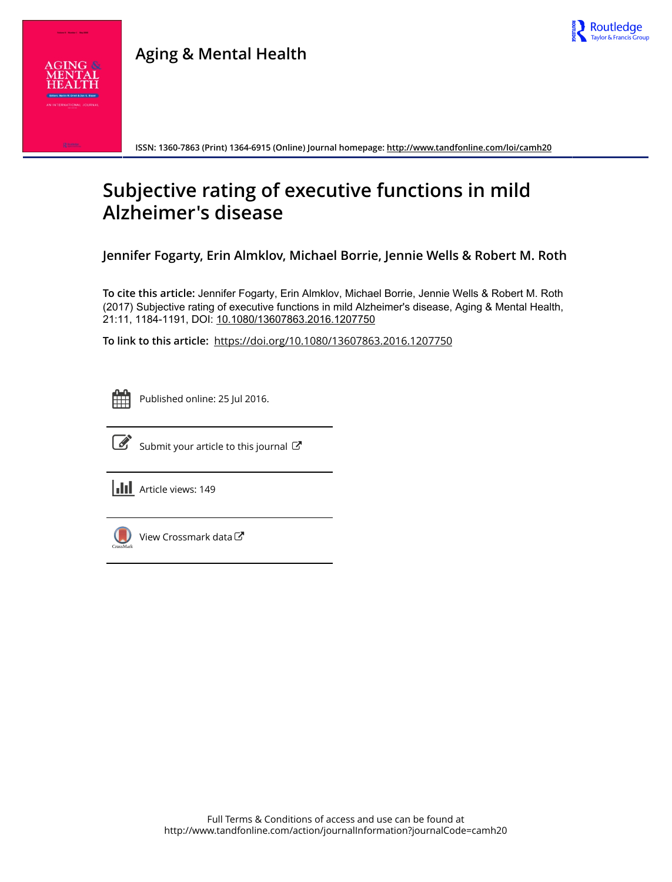# Aging & Mental Health

ISSN: 1360-7863 (Print) 1364-6915 (Online) Journal homepage: http://www.tandfonline.com/loi/camh20

## Subjective rating of executive functions in mild Alzheimer's disease

**Jennifer Fogarty, Erin Almklov, Michael Borrie, Jennie Wells & Robert M. Roth**

**To cite this article:** Jennifer Fogarty, Erin Almklov, Michael Borrie, Jennie Wells & Robert M. Roth (2017) Subjective rating of executive functions in mild Alzheimer's disease, Aging & Mental Health, 21:11, 1184-1191, DOI: 10.1080/13607863.2016.1207750

**To link to this article:** https://doi.org/10.1080/13607863.2016.1207750

Published online: 25 Jul 2016.

Submit your article to this journal

Article views: 149

View Crossmark data

Full Terms & Conditions of access and use can be found at
http://www.tandfonline.com/action/journalInformation?journalCode=camh20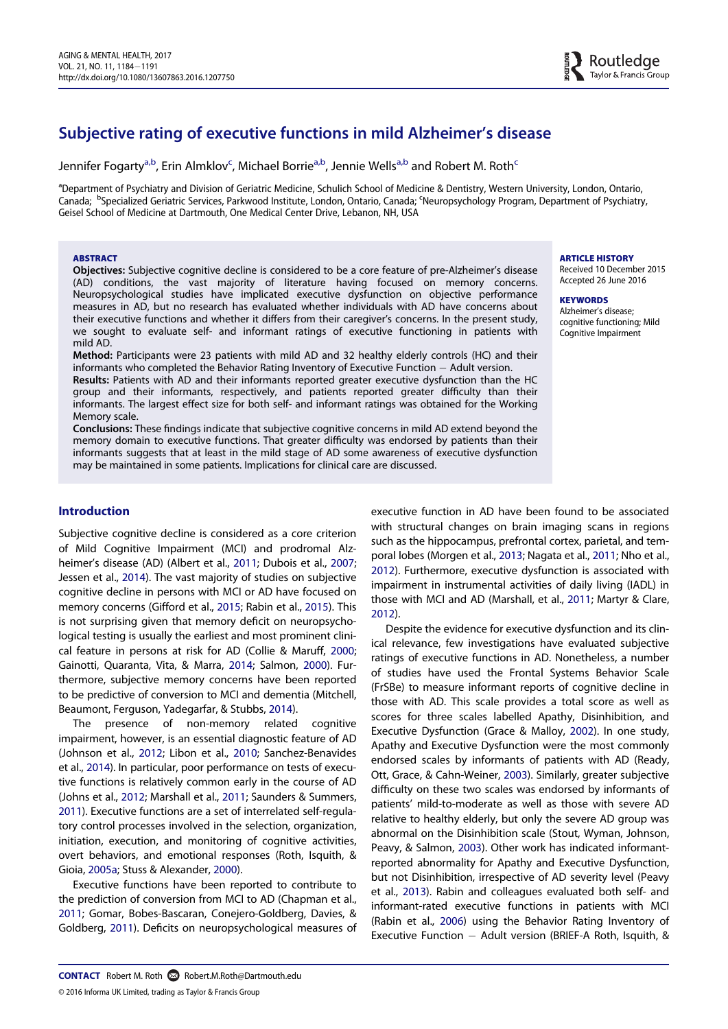# Subjective rating of executive functions in mild Alzheimer's disease

Jennifer Fogarty[a,b], Erin Almklov[c], Michael Borrie[a,b], Jennie Wells[a,b] and Robert M. Roth[c]

[a]Department of Psychiatry and Division of Geriatric Medicine, Schulich School of Medicine & Dentistry, Western University, London, Ontario, Canada; [b]Specialized Geriatric Services, Parkwood Institute, London, Ontario, Canada; [c]Neuropsychology Program, Department of Psychiatry, Geisel School of Medicine at Dartmouth, One Medical Center Drive, Lebanon, NH, USA

**ABSTRACT**

**Objectives:** Subjective cognitive decline is considered to be a core feature of pre-Alzheimer's disease (AD) conditions, the vast majority of literature having focused on memory concerns. Neuropsychological studies have implicated executive dysfunction on objective performance measures in AD, but no research has evaluated whether individuals with AD have concerns about their executive functions and whether it differs from their caregiver's concerns. In the present study, we sought to evaluate self- and informant ratings of executive functioning in patients with mild AD.

**Method:** Participants were 23 patients with mild AD and 32 healthy elderly controls (HC) and their informants who completed the Behavior Rating Inventory of Executive Function – Adult version.

**Results:** Patients with AD and their informants reported greater executive dysfunction than the HC group and their informants, respectively, and patients reported greater difficulty than their informants. The largest effect size for both self- and informant ratings was obtained for the Working Memory scale.

**Conclusions:** These findings indicate that subjective cognitive concerns in mild AD extend beyond the memory domain to executive functions. That greater difficulty was endorsed by patients than their informants suggests that at least in the mild stage of AD some awareness of executive dysfunction may be maintained in some patients. Implications for clinical care are discussed.

**ARTICLE HISTORY**
Received 10 December 2015
Accepted 26 June 2016

**KEYWORDS**
Alzheimer's disease; cognitive functioning; Mild Cognitive Impairment

## Introduction

Subjective cognitive decline is considered as a core criterion of Mild Cognitive Impairment (MCI) and prodromal Alzheimer's disease (AD) (Albert et al., 2011; Dubois et al., 2007; Jessen et al., 2014). The vast majority of studies on subjective cognitive decline in persons with MCI or AD have focused on memory concerns (Gifford et al., 2015; Rabin et al., 2015). This is not surprising given that memory deficit on neuropsychological testing is usually the earliest and most prominent clinical feature in persons at risk for AD (Collie & Maruff, 2000; Gainotti, Quaranta, Vita, & Marra, 2014; Salmon, 2000). Furthermore, subjective memory concerns have been reported to be predictive of conversion to MCI and dementia (Mitchell, Beaumont, Ferguson, Yadegarfar, & Stubbs, 2014).

The presence of non-memory related cognitive impairment, however, is an essential diagnostic feature of AD (Johnson et al., 2012; Libon et al., 2010; Sanchez-Benavides et al., 2014). In particular, poor performance on tests of executive functions is relatively common early in the course of AD (Johns et al., 2012; Marshall et al., 2011; Saunders & Summers, 2011). Executive functions are a set of interrelated self-regulatory control processes involved in the selection, organization, initiation, execution, and monitoring of cognitive activities, overt behaviors, and emotional responses (Roth, Isquith, & Gioia, 2005a; Stuss & Alexander, 2000).

Executive functions have been reported to contribute to the prediction of conversion from MCI to AD (Chapman et al., 2011; Gomar, Bobes-Bascaran, Conejero-Goldberg, Davies, & Goldberg, 2011). Deficits on neuropsychological measures of executive function in AD have been found to be associated with structural changes on brain imaging scans in regions such as the hippocampus, prefrontal cortex, parietal, and temporal lobes (Morgen et al., 2013; Nagata et al., 2011; Nho et al., 2012). Furthermore, executive dysfunction is associated with impairment in instrumental activities of daily living (IADL) in those with MCI and AD (Marshall, et al., 2011; Martyr & Clare, 2012).

Despite the evidence for executive dysfunction and its clinical relevance, few investigations have evaluated subjective ratings of executive functions in AD. Nonetheless, a number of studies have used the Frontal Systems Behavior Scale (FrSBe) to measure informant reports of cognitive decline in those with AD. This scale provides a total score as well as scores for three scales labelled Apathy, Disinhibition, and Executive Dysfunction (Grace & Malloy, 2002). In one study, Apathy and Executive Dysfunction were the most commonly endorsed scales by informants of patients with AD (Ready, Ott, Grace, & Cahn-Weiner, 2003). Similarly, greater subjective difficulty on these two scales was endorsed by informants of patients' mild-to-moderate as well as those with severe AD relative to healthy elderly, but only the severe AD group was abnormal on the Disinhibition scale (Stout, Wyman, Johnson, Peavy, & Salmon, 2003). Other work has indicated informant-reported abnormality for Apathy and Executive Dysfunction, but not Disinhibition, irrespective of AD severity level (Peavy et al., 2013). Rabin and colleagues evaluated both self- and informant-rated executive functions in patients with MCI (Rabin et al., 2006) using the Behavior Rating Inventory of Executive Function – Adult version (BRIEF-A Roth, Isquith, &

**CONTACT** Robert M. Roth Robert.M.Roth@Dartmouth.edu

© 2016 Informa UK Limited, trading as Taylor & Francis Group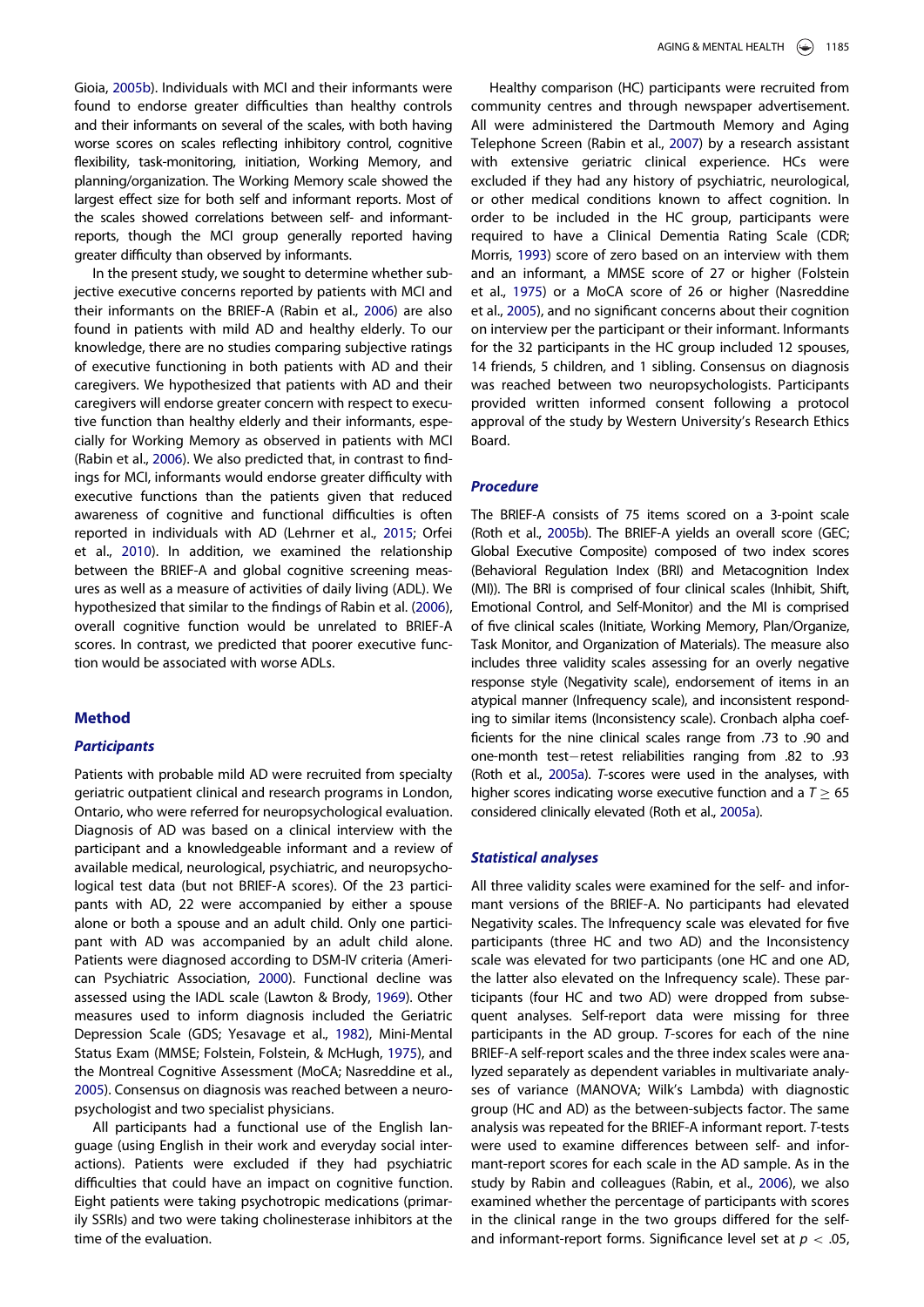Gioia, 2005b). Individuals with MCI and their informants were found to endorse greater difficulties than healthy controls and their informants on several of the scales, with both having worse scores on scales reflecting inhibitory control, cognitive flexibility, task-monitoring, initiation, Working Memory, and planning/organization. The Working Memory scale showed the largest effect size for both self and informant reports. Most of the scales showed correlations between self- and informant-reports, though the MCI group generally reported having greater difficulty than observed by informants.

In the present study, we sought to determine whether subjective executive concerns reported by patients with MCI and their informants on the BRIEF-A (Rabin et al., 2006) are also found in patients with mild AD and healthy elderly. To our knowledge, there are no studies comparing subjective ratings of executive functioning in both patients with AD and their caregivers. We hypothesized that patients with AD and their caregivers will endorse greater concern with respect to executive function than healthy elderly and their informants, especially for Working Memory as observed in patients with MCI (Rabin et al., 2006). We also predicted that, in contrast to findings for MCI, informants would endorse greater difficulty with executive functions than the patients given that reduced awareness of cognitive and functional difficulties is often reported in individuals with AD (Lehrner et al., 2015; Orfei et al., 2010). In addition, we examined the relationship between the BRIEF-A and global cognitive screening measures as well as a measure of activities of daily living (ADL). We hypothesized that similar to the findings of Rabin et al. (2006), overall cognitive function would be unrelated to BRIEF-A scores. In contrast, we predicted that poorer executive function would be associated with worse ADLs.

## Method

### *Participants*

Patients with probable mild AD were recruited from specialty geriatric outpatient clinical and research programs in London, Ontario, who were referred for neuropsychological evaluation. Diagnosis of AD was based on a clinical interview with the participant and a knowledgeable informant and a review of available medical, neurological, psychiatric, and neuropsychological test data (but not BRIEF-A scores). Of the 23 participants with AD, 22 were accompanied by either a spouse alone or both a spouse and an adult child. Only one participant with AD was accompanied by an adult child alone. Patients were diagnosed according to DSM-IV criteria (American Psychiatric Association, 2000). Functional decline was assessed using the IADL scale (Lawton & Brody, 1969). Other measures used to inform diagnosis included the Geriatric Depression Scale (GDS; Yesavage et al., 1982), Mini-Mental Status Exam (MMSE; Folstein, Folstein, & McHugh, 1975), and the Montreal Cognitive Assessment (MoCA; Nasreddine et al., 2005). Consensus on diagnosis was reached between a neuropsychologist and two specialist physicians.

All participants had a functional use of the English language (using English in their work and everyday social interactions). Patients were excluded if they had psychiatric difficulties that could have an impact on cognitive function. Eight patients were taking psychotropic medications (primarily SSRIs) and two were taking cholinesterase inhibitors at the time of the evaluation.

Healthy comparison (HC) participants were recruited from community centres and through newspaper advertisement. All were administered the Dartmouth Memory and Aging Telephone Screen (Rabin et al., 2007) by a research assistant with extensive geriatric clinical experience. HCs were excluded if they had any history of psychiatric, neurological, or other medical conditions known to affect cognition. In order to be included in the HC group, participants were required to have a Clinical Dementia Rating Scale (CDR; Morris, 1993) score of zero based on an interview with them and an informant, a MMSE score of 27 or higher (Folstein et al., 1975) or a MoCA score of 26 or higher (Nasreddine et al., 2005), and no significant concerns about their cognition on interview per the participant or their informant. Informants for the 32 participants in the HC group included 12 spouses, 14 friends, 5 children, and 1 sibling. Consensus on diagnosis was reached between two neuropsychologists. Participants provided written informed consent following a protocol approval of the study by Western University's Research Ethics Board.

### *Procedure*

The BRIEF-A consists of 75 items scored on a 3-point scale (Roth et al., 2005b). The BRIEF-A yields an overall score (GEC; Global Executive Composite) composed of two index scores (Behavioral Regulation Index (BRI) and Metacognition Index (MI)). The BRI is comprised of four clinical scales (Inhibit, Shift, Emotional Control, and Self-Monitor) and the MI is comprised of five clinical scales (Initiate, Working Memory, Plan/Organize, Task Monitor, and Organization of Materials). The measure also includes three validity scales assessing for an overly negative response style (Negativity scale), endorsement of items in an atypical manner (Infrequency scale), and inconsistent responding to similar items (Inconsistency scale). Cronbach alpha coefficients for the nine clinical scales range from .73 to .90 and one-month test−retest reliabilities ranging from .82 to .93 (Roth et al., 2005a). *T*-scores were used in the analyses, with higher scores indicating worse executive function and a $T \geq 65$ considered clinically elevated (Roth et al., 2005a).

### *Statistical analyses*

All three validity scales were examined for the self- and informant versions of the BRIEF-A. No participants had elevated Negativity scales. The Infrequency scale was elevated for five participants (three HC and two AD) and the Inconsistency scale was elevated for two participants (one HC and one AD, the latter also elevated on the Infrequency scale). These participants (four HC and two AD) were dropped from subsequent analyses. Self-report data were missing for three participants in the AD group. *T*-scores for each of the nine BRIEF-A self-report scales and the three index scores were analyzed separately as dependent variables in multivariate analyses of variance (MANOVA; Wilk's Lambda) with diagnostic group (HC and AD) as the between-subjects factor. The same analysis was repeated for the BRIEF-A informant report. *T*-tests were used to examine differences between self- and informant-report scores for each scale in the AD sample. As in the study by Rabin and colleagues (Rabin, et al., 2006), we also examined whether the percentage of participants with scores in the clinical range in the two groups differed for the self- and informant-report forms. Significance level set at $p < .05$,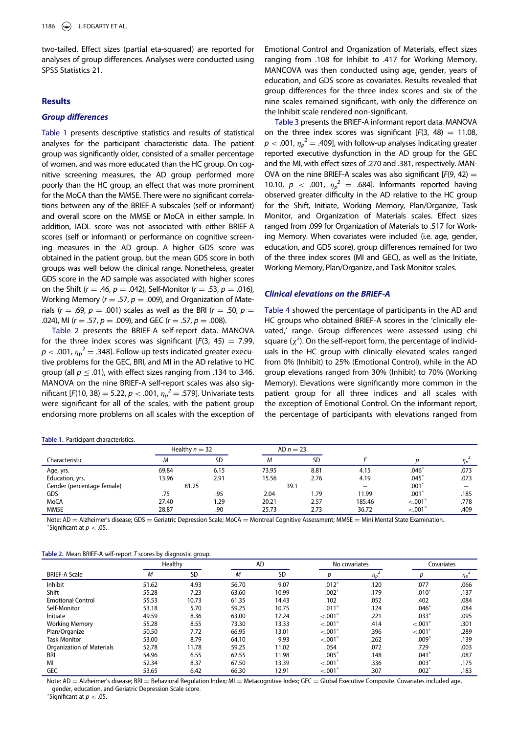two-tailed. Effect sizes (partial eta-squared) are reported for analyses of group differences. Analyses were conducted using SPSS Statistics 21.

## Results

### Group differences

Table 1 presents descriptive statistics and results of statistical analyses for the participant characteristic data. The patient group was significantly older, consisted of a smaller percentage of women, and was more educated than the HC group. On cognitive screening measures, the AD group performed more poorly than the HC group, an effect that was more prominent for the MoCA than the MMSE. There were no significant correlations between any of the BRIEF-A subscales (self or informant) and overall score on the MMSE or MoCA in either sample. In addition, IADL score was not associated with either BRIEF-A scores (self or informant) or performance on cognitive screening measures in the AD group. A higher GDS score was obtained in the patient group, but the mean GDS score in both groups was well below the clinical range. Nonetheless, greater GDS score in the AD sample was associated with higher scores on the Shift ($r = .46$, $p = .042$), Self-Monitor ($r = .53$, $p = .016$), Working Memory ($r = .57$, $p = .009$), and Organization of Materials ($r = .69$, $p = .001$) scales as well as the BRI ($r = .50$, $p = .024$), MI ($r = .57$, $p = .009$), and GEC ($r = .57$, $p = .008$).

Table 2 presents the BRIEF-A self-report data. MANOVA for the three index scores was significant [$F(3, 45) = 7.99$, $p < .001$, $\eta_p^2 = .348$]. Follow-up tests indicated greater executive problems for the GEC, BRI, and MI in the AD relative to HC group (all $p \leq .01$), with effect sizes ranging from .134 to .346. MANOVA on the nine BRIEF-A self-report scales was also significant [$F(10, 38) = 5.22$, $p < .001$, $\eta_p^2 = .579$]. Univariate tests were significant for all of the scales, with the patient group endorsing more problems on all scales with the exception of Emotional Control and Organization of Materials, effect sizes ranging from .108 for Inhibit to .417 for Working Memory. MANCOVA was then conducted using age, gender, years of education, and GDS score as covariates. Results revealed that group differences for the three index scores and six of the nine scales remained significant, with only the difference on the Inhibit scale rendered non-significant.

Table 3 presents the BRIEF-A informant report data. MANOVA on the three index scores was significant [$F(3, 48) = 11.08$, $p < .001$, $\eta_p^2 = .409$], with follow-up analyses indicating greater reported executive dysfunction in the AD group for the GEC and the MI, with effect sizes of .270 and .381, respectively. MANOVA on the nine BRIEF-A scales was also significant [$F(9, 42) = 10.10$, $p < .001$, $\eta_p^2 = .684$]. Informants reported having observed greater difficulty in the AD relative to the HC group for the Shift, Initiate, Working Memory, Plan/Organize, Task Monitor, and Organization of Materials scales. Effect sizes ranged from .099 for Organization of Materials to .517 for Working Memory. When covariates were included (i.e. age, gender, education, and GDS score), group differences remained for two of the three index scores (MI and GEC), as well as the Initiate, Working Memory, Plan/Organize, and Task Monitor scales.

### Clinical elevations on the BRIEF-A

Table 4 showed the percentage of participants in the AD and HC groups who obtained BRIEF-A scores in the 'clinically elevated,' range. Group differences were assessed using chi square ($\chi^2$). On the self-report form, the percentage of individuals in the HC group with clinically elevated scales ranged from 0% (Inhibit) to 25% (Emotional Control), while in the AD group elevations ranged from 30% (Inhibit) to 70% (Working Memory). Elevations were significantly more common in the patient group for all three indices and all scales with the exception of Emotional Control. On the informant report, the percentage of participants with elevations ranged from

**Table 1.** Participant characteristics.

| Characteristic | Healthy $n = 32$ | | AD $n = 23$ | | | | |
|---|---|---|---|---|---|---|---|
| | $M$ | SD | $M$ | SD | $F$ | $p$ | $\eta_p^2$ |
| Age, yrs. | 69.84 | 6.15 | 73.95 | 8.81 | 4.15 | .046* | .073 |
| Education, yrs. | 13.96 | 2.91 | 15.56 | 2.76 | 4.19 | .045* | .073 |
| Gender (percentage female) | 81.25 | | 39.1 | | – | .001* | – |
| GDS | .75 | .95 | 2.04 | 1.79 | 11.99 | .001* | .185 |
| MoCA | 27.40 | 1.29 | 20.21 | 2.57 | 185.46 | <.001* | .778 |
| MMSE | 28.87 | .90 | 25.73 | 2.73 | 36.72 | <.001* | .409 |

Note: AD = Alzheimer's disease; GDS = Geriatric Depression Scale; MoCA = Montreal Cognitive Assessment; MMSE = Mini Mental State Examination.
*Significant at $p < .05$.

**Table 2.** Mean BRIEF-A self-report $T$ scores by diagnostic group.

| BRIEF-A Scale | Healthy | | AD | | No covariates | | Covariates | |
|---|---|---|---|---|---|---|---|---|
| | $M$ | SD | $M$ | SD | $p$ | $\eta_p^2$ | $p$ | $\eta_p^2$ |
| Inhibit | 51.62 | 4.93 | 56.70 | 9.07 | .012* | .120 | .077 | .066 |
| Shift | 55.28 | 7.23 | 63.60 | 10.99 | .002* | .179 | .010* | .137 |
| Emotional Control | 55.53 | 10.73 | 61.35 | 14.43 | .102 | .052 | .402 | .084 |
| Self-Monitor | 53.18 | 5.70 | 59.25 | 10.75 | .011* | .124 | .046* | .084 |
| Initiate | 49.59 | 8.36 | 63.00 | 17.24 | <.001* | .221 | .033* | .095 |
| Working Memory | 55.28 | 8.55 | 73.30 | 13.33 | <.001* | .414 | <.001* | .301 |
| Plan/Organize | 50.50 | 7.72 | 66.95 | 13.01 | <.001* | .396 | <.001* | .289 |
| Task Monitor | 53.00 | 8.79 | 64.10 | 9.93 | <.001* | .262 | .009* | .139 |
| Organization of Materials | 52.78 | 11.78 | 59.25 | 11.02 | .054 | .072 | .729 | .003 |
| BRI | 54.96 | 6.55 | 62.55 | 11.98 | .005* | .148 | .041* | .087 |
| MI | 52.34 | 8.37 | 67.50 | 13.39 | <.001* | .336 | .003* | .175 |
| GEC | 53.65 | 6.42 | 66.30 | 12.91 | <.001* | .307 | .002* | .183 |

Note: AD = Alzheimer's disease; BRI = Behavioral Regulation Index; MI = Metacognitive Index; GEC = Global Executive Composite. Covariates included age, gender, education, and Geriatric Depression Scale score.
*Significant at $p < .05$.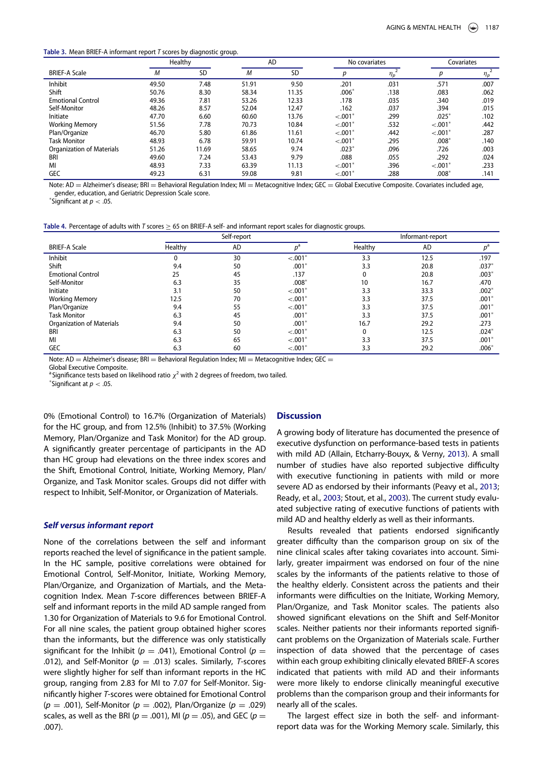**Table 3.** Mean BRIEF-A informant report *T* scores by diagnostic group.

| BRIEF-A Scale | Healthy | | AD | | No covariates | | Covariates | |
|---|---|---|---|---|---|---|---|---|
| | *M* | SD | *M* | SD | *p* | $\eta_p^2$ | *p* | $\eta_p^2$ |
| Inhibit | 49.50 | 7.48 | 51.91 | 9.50 | .201 | .031 | .571 | .007 |
| Shift | 50.76 | 8.30 | 58.34 | 11.35 | .006* | .138 | .083 | .062 |
| Emotional Control | 49.36 | 7.81 | 53.26 | 12.33 | .178 | .035 | .340 | .019 |
| Self-Monitor | 48.26 | 8.57 | 52.04 | 12.47 | .162 | .037 | .394 | .015 |
| Initiate | 47.70 | 6.60 | 60.60 | 13.76 | <.001* | .299 | .025* | .102 |
| Working Memory | 51.56 | 7.78 | 70.73 | 10.84 | <.001* | .532 | <.001* | .442 |
| Plan/Organize | 46.70 | 5.80 | 61.86 | 11.61 | <.001* | .442 | <.001* | .287 |
| Task Monitor | 48.93 | 6.78 | 59.91 | 10.74 | <.001* | .295 | .008* | .140 |
| Organization of Materials | 51.26 | 11.69 | 58.65 | 9.74 | .023* | .096 | .726 | .003 |
| BRI | 49.60 | 7.24 | 53.43 | 9.79 | .088 | .055 | .292 | .024 |
| MI | 48.93 | 7.33 | 63.39 | 11.13 | <.001* | .396 | <.001* | .233 |
| GEC | 49.23 | 6.31 | 59.08 | 9.81 | <.001* | .288 | .008* | .141 |

Note: AD = Alzheimer's disease; BRI = Behavioral Regulation Index; MI = Metacognitive Index; GEC = Global Executive Composite. Covariates included age, gender, education, and Geriatric Depression Scale score.
*Significant at $p < .05$.

**Table 4.** Percentage of adults with *T* scores ≥ 65 on BRIEF-A self- and informant report scales for diagnostic groups.

| BRIEF-A Scale | Self-report | | | Informant-report | | |
|---|---|---|---|---|---|---|
| | Healthy | AD | $p^a$ | Healthy | AD | $p^a$ |
| Inhibit | 0 | 30 | <.001* | 3.3 | 12.5 | .197 |
| Shift | 9.4 | 50 | .001* | 3.3 | 20.8 | .037* |
| Emotional Control | 25 | 45 | .137 | 0 | 20.8 | .003* |
| Self-Monitor | 6.3 | 35 | .008* | 10 | 16.7 | .470 |
| Initiate | 3.1 | 50 | <.001* | 3.3 | 33.3 | .002* |
| Working Memory | 12.5 | 70 | <.001* | 3.3 | 37.5 | .001* |
| Plan/Organize | 9.4 | 55 | <.001* | 3.3 | 37.5 | .001* |
| Task Monitor | 6.3 | 45 | .001* | 3.3 | 37.5 | .001* |
| Organization of Materials | 9.4 | 50 | .001* | 16.7 | 29.2 | .273 |
| BRI | 6.3 | 50 | <.001* | 0 | 12.5 | .024* |
| MI | 6.3 | 65 | <.001* | 3.3 | 37.5 | .001* |
| GEC | 6.3 | 60 | <.001* | 3.3 | 29.2 | .006* |

Note: AD = Alzheimer's disease; BRI = Behavioral Regulation Index; MI = Metacognitive Index; GEC = Global Executive Composite.
[a] Significance tests based on likelihood ratio $\chi^2$ with 2 degrees of freedom, two tailed.
*Significant at $p < .05$.

0% (Emotional Control) to 16.7% (Organization of Materials) for the HC group, and from 12.5% (Inhibit) to 37.5% (Working Memory, Plan/Organize and Task Monitor) for the AD group. A significantly greater percentage of participants in the AD than HC group had elevations on the three index scores and the Shift, Emotional Control, Initiate, Working Memory, Plan/Organize, and Task Monitor scales. Groups did not differ with respect to Inhibit, Self-Monitor, or Organization of Materials.

### *Self versus informant report*

None of the correlations between the self and informant reports reached the level of significance in the patient sample. In the HC sample, positive correlations were obtained for Emotional Control, Self-Monitor, Initiate, Working Memory, Plan/Organize, and Organization of Martials, and the Metacognition Index. Mean *T*-score differences between BRIEF-A self and informant reports in the mild AD sample ranged from 1.30 for Organization of Materials to 9.6 for Emotional Control. For all nine scales, the patient group obtained higher scores than the informants, but the difference was only statistically significant for the Inhibit ($p = .041$), Emotional Control ($p = .012$), and Self-Monitor ($p = .013$) scales. Similarly, *T*-scores were slightly higher for self than informant reports in the HC group, ranging from 2.83 for MI to 7.07 for Self-Monitor. Significantly higher *T*-scores were obtained for Emotional Control ($p = .001$), Self-Monitor ($p = .002$), Plan/Organize ($p = .029$) scales, as well as the BRI ($p = .001$), MI ($p = .05$), and GEC ($p = .007$).

## Discussion

A growing body of literature has documented the presence of executive dysfunction on performance-based tests in patients with mild AD (Allain, Etcharry-Bouyx, & Verny, 2013). A small number of studies have also reported subjective difficulty with executive functioning in patients with mild or more severe AD as endorsed by their informants (Peavy et al., 2013; Ready, et al., 2003; Stout, et al., 2003). The current study evaluated subjective rating of executive functions of patients with mild AD and healthy elderly as well as their informants.

Results revealed that patients endorsed significantly greater difficulty than the comparison group on six of the nine clinical scales after taking covariates into account. Similarly, greater impairment was endorsed on four of the nine scales by the informants of the patients relative to those of the healthy elderly. Consistent across the patients and their informants were difficulties on the Initiate, Working Memory, Plan/Organize, and Task Monitor scales. The patients also showed significant elevations on the Shift and Self-Monitor scales. Neither patients nor their informants reported significant problems on the Organization of Materials scale. Further inspection of data showed that the percentage of cases within each group exhibiting clinically elevated BRIEF-A scores indicated that patients with mild AD and their informants were more likely to endorse clinically meaningful executive problems than the comparison group and their informants for nearly all of the scales.

The largest effect size in both the self- and informant-report data was for the Working Memory scale. Similarly, this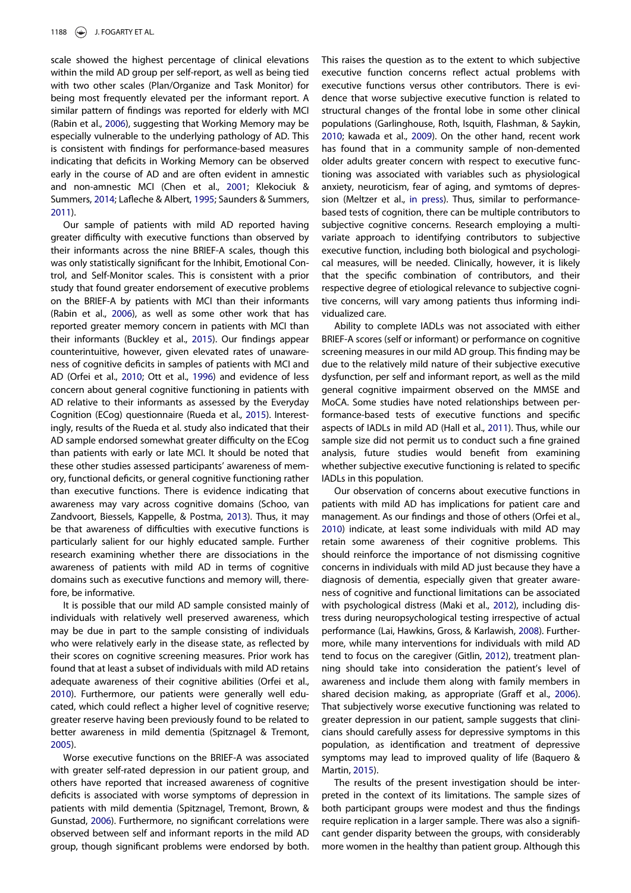scale showed the highest percentage of clinical elevations within the mild AD group per self-report, as well as being tied with two other scales (Plan/Organize and Task Monitor) for being most frequently elevated per the informant report. A similar pattern of findings was reported for elderly with MCI (Rabin et al., 2006), suggesting that Working Memory may be especially vulnerable to the underlying pathology of AD. This is consistent with findings for performance-based measures indicating that deficits in Working Memory can be observed early in the course of AD and are often evident in amnestic and non-amnestic MCI (Chen et al., 2001; Klekociuk & Summers, 2014; Lafleche & Albert, 1995; Saunders & Summers, 2011).

Our sample of patients with mild AD reported having greater difficulty with executive functions than observed by their informants across the nine BRIEF-A scales, though this was only statistically significant for the Inhibit, Emotional Control, and Self-Monitor scales. This is consistent with a prior study that found greater endorsement of executive problems on the BRIEF-A by patients with MCI than their informants (Rabin et al., 2006), as well as some other work that has reported greater memory concern in patients with MCI than their informants (Buckley et al., 2015). Our findings appear counterintuitive, however, given elevated rates of unawareness of cognitive deficits in samples of patients with MCI and AD (Orfei et al., 2010; Ott et al., 1996) and evidence of less concern about general cognitive functioning in patients with AD relative to their informants as assessed by the Everyday Cognition (ECog) questionnaire (Rueda et al., 2015). Interestingly, results of the Rueda et al. study also indicated that their AD sample endorsed somewhat greater difficulty on the ECog than patients with early or late MCI. It should be noted that these other studies assessed participants' awareness of memory, functional deficits, or general cognitive functioning rather than executive functions. There is evidence indicating that awareness may vary across cognitive domains (Schoo, van Zandvoort, Biessels, Kappelle, & Postma, 2013). Thus, it may be that awareness of difficulties with executive functions is particularly salient for our highly educated sample. Further research examining whether there are dissociations in the awareness of patients with mild AD in terms of cognitive domains such as executive functions and memory will, therefore, be informative.

It is possible that our mild AD sample consisted mainly of individuals with relatively well preserved awareness, which may be due in part to the sample consisting of individuals who were relatively early in the disease state, as reflected by their scores on cognitive screening measures. Prior work has found that at least a subset of individuals with mild AD retains adequate awareness of their cognitive abilities (Orfei et al., 2010). Furthermore, our patients were generally well educated, which could reflect a higher level of cognitive reserve; greater reserve having been previously found to be related to better awareness in mild dementia (Spitznagel & Tremont, 2005).

Worse executive functions on the BRIEF-A was associated with greater self-rated depression in our patient group, and others have reported that increased awareness of cognitive deficits is associated with worse symptoms of depression in patients with mild dementia (Spitznagel, Tremont, Brown, & Gunstad, 2006). Furthermore, no significant correlations were observed between self and informant reports in the mild AD group, though significant problems were endorsed by both. This raises the question as to the extent to which subjective executive function concerns reflect actual problems with executive functions versus other contributors. There is evidence that worse subjective executive function is related to structural changes of the frontal lobe in some other clinical populations (Garlinghouse, Roth, Isquith, Flashman, & Saykin, 2010; kawada et al., 2009). On the other hand, recent work has found that in a community sample of non-demented older adults greater concern with respect to executive functioning was associated with variables such as physiological anxiety, neuroticism, fear of aging, and symptoms of depression (Meltzer et al., in press). Thus, similar to performance-based tests of cognition, there can be multiple contributors to subjective cognitive concerns. Research employing a multivariate approach to identifying contributors to subjective executive function, including both biological and psychological measures, will be needed. Clinically, however, it is likely that the specific combination of contributors, and their respective degree of etiological relevance to subjective cognitive concerns, will vary among patients thus informing individualized care.

Ability to complete IADLs was not associated with either BRIEF-A scores (self or informant) or performance on cognitive screening measures in our mild AD group. This finding may be due to the relatively mild nature of their subjective executive dysfunction, per self and informant report, as well as the mild general cognitive impairment observed on the MMSE and MoCA. Some studies have noted relationships between performance-based tests of executive functions and specific aspects of IADLs in mild AD (Hall et al., 2011). Thus, while our sample size did not permit us to conduct such a fine grained analysis, future studies would benefit from examining whether subjective executive functioning is related to specific IADLs in this population.

Our observation of concerns about executive functions in patients with mild AD has implications for patient care and management. As our findings and those of others (Orfei et al., 2010) indicate, at least some individuals with mild AD may retain some awareness of their cognitive problems. This should reinforce the importance of not dismissing cognitive concerns in individuals with mild AD just because they have a diagnosis of dementia, especially given that greater awareness of cognitive and functional limitations can be associated with psychological distress (Maki et al., 2012), including distress during neuropsychological testing irrespective of actual performance (Lai, Hawkins, Gross, & Karlawish, 2008). Furthermore, while many interventions for individuals with mild AD tend to focus on the caregiver (Gitlin, 2012), treatment planning should take into consideration the patient's level of awareness and include them along with family members in shared decision making, as appropriate (Graff et al., 2006). That subjectively worse executive functioning was related to greater depression in our patient, sample suggests that clinicians should carefully assess for depressive symptoms in this population, as identification and treatment of depressive symptoms may lead to improved quality of life (Baquero & Martin, 2015).

The results of the present investigation should be interpreted in the context of its limitations. The sample sizes of both participant groups were modest and thus the findings require replication in a larger sample. There was also a significant gender disparity between the groups, with considerably more women in the healthy than patient group. Although this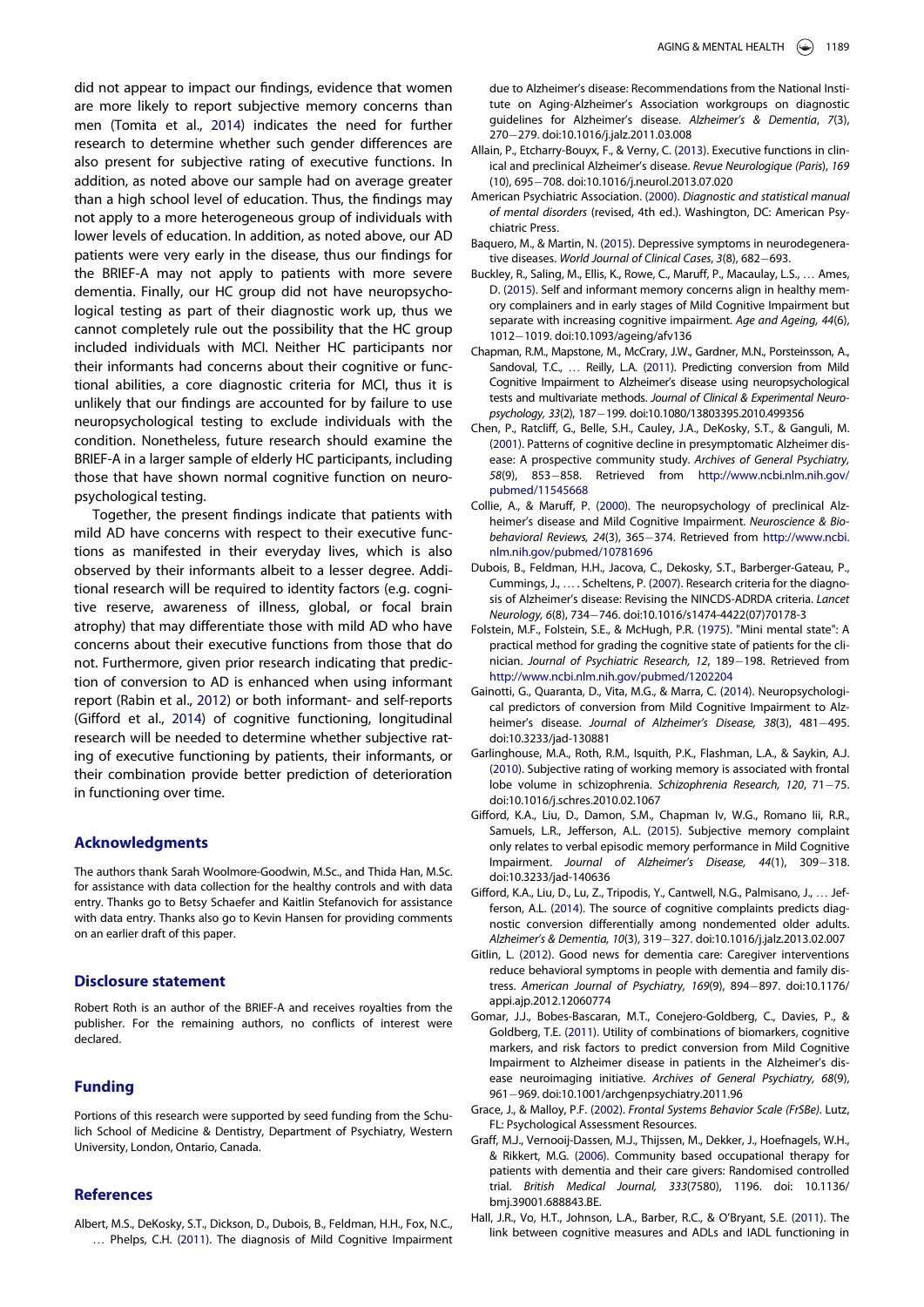did not appear to impact our findings, evidence that women are more likely to report subjective memory concerns than men (Tomita et al., 2014) indicates the need for further research to determine whether such gender differences are also present for subjective rating of executive functions. In addition, as noted above our sample had on average greater than a high school level of education. Thus, the findings may not apply to a more heterogeneous group of individuals with lower levels of education. In addition, as noted above, our AD patients were very early in the disease, thus our findings for the BRIEF-A may not apply to patients with more severe dementia. Finally, our HC group did not have neuropsychological testing as part of their diagnostic work up, thus we cannot completely rule out the possibility that the HC group included individuals with MCI. Neither HC participants nor their informants had concerns about their cognitive or functional abilities, a core diagnostic criteria for MCI, thus it is unlikely that our findings are accounted for by failure to use neuropsychological testing to exclude individuals with the condition. Nonetheless, future research should examine the BRIEF-A in a larger sample of elderly HC participants, including those that have shown normal cognitive function on neuropsychological testing.

Together, the present findings indicate that patients with mild AD have concerns with respect to their executive functions as manifested in their everyday lives, which is also observed by their informants albeit to a lesser degree. Additional research will be required to identity factors (e.g. cognitive reserve, awareness of illness, global, or focal brain atrophy) that may differentiate those with mild AD who have concerns about their executive functions from those that do not. Furthermore, given prior research indicating that prediction of conversion to AD is enhanced when using informant report (Rabin et al., 2012) or both informant- and self-reports (Gifford et al., 2014) of cognitive functioning, longitudinal research will be needed to determine whether subjective rating of executive functioning by patients, their informants, or their combination provide better prediction of deterioration in functioning over time.

## Acknowledgments

The authors thank Sarah Woolmore-Goodwin, M.Sc., and Thida Han, M.Sc. for assistance with data collection for the healthy controls and with data entry. Thanks go to Betsy Schaefer and Kaitlin Stefanovich for assistance with data entry. Thanks also go to Kevin Hansen for providing comments on an earlier draft of this paper.

## Disclosure statement

Robert Roth is an author of the BRIEF-A and receives royalties from the publisher. For the remaining authors, no conflicts of interest were declared.

## Funding

Portions of this research were supported by seed funding from the Schulich School of Medicine & Dentistry, Department of Psychiatry, Western University, London, Ontario, Canada.

## References

Albert, M.S., DeKosky, S.T., Dickson, D., Dubois, B., Feldman, H.H., Fox, N.C., … Phelps, C.H. (2011). The diagnosis of Mild Cognitive Impairment due to Alzheimer's disease: Recommendations from the National Institute on Aging-Alzheimer's Association workgroups on diagnostic guidelines for Alzheimer's disease. *Alzheimer's & Dementia*, *7*(3), 270−279. doi:10.1016/j.jalz.2011.03.008

Allain, P., Etcharry-Bouyx, F., & Verny, C. (2013). Executive functions in clinical and preclinical Alzheimer's disease. *Revue Neurologique (Paris)*, *169* (10), 695−708. doi:10.1016/j.neurol.2013.07.020

American Psychiatric Association. (2000). *Diagnostic and statistical manual of mental disorders* (revised, 4th ed.). Washington, DC: American Psychiatric Press.

Baquero, M., & Martin, N. (2015). Depressive symptoms in neurodegenerative diseases. *World Journal of Clinical Cases*, *3*(8), 682−693.

Buckley, R., Saling, M., Ellis, K., Rowe, C., Maruff, P., Macaulay, L.S., … Ames, D. (2015). Self and informant memory concerns align in healthy memory complainers and in early stages of Mild Cognitive Impairment but separate with increasing cognitive impairment. *Age and Ageing*, *44*(6), 1012−1019. doi:10.1093/ageing/afv136

Chapman, R.M., Mapstone, M., McCrary, J.W., Gardner, M.N., Porsteinsson, A., Sandoval, T.C., … Reilly, L.A. (2011). Predicting conversion from Mild Cognitive Impairment to Alzheimer's disease using neuropsychological tests and multivariate methods. *Journal of Clinical & Experimental Neuropsychology*, *33*(2), 187−199. doi:10.1080/13803395.2010.499356

Chen, P., Ratcliff, G., Belle, S.H., Cauley, J.A., DeKosky, S.T., & Ganguli, M. (2001). Patterns of cognitive decline in presymptomatic Alzheimer disease: A prospective community study. *Archives of General Psychiatry*, *58*(9), 853−858. Retrieved from http://www.ncbi.nlm.nih.gov/pubmed/11545668

Collie, A., & Maruff, P. (2000). The neuropsychology of preclinical Alzheimer's disease and Mild Cognitive Impairment. *Neuroscience & Biobehavioral Reviews, 24*(3), 365−374. Retrieved from http://www.ncbi.nlm.nih.gov/pubmed/10781696

Dubois, B., Feldman, H.H., Jacova, C., Dekosky, S.T., Barberger-Gateau, P., Cummings, J., … . Scheltens, P. (2007). Research criteria for the diagnosis of Alzheimer's disease: Revising the NINCDS-ADRDA criteria. *Lancet Neurology*, *6*(8), 734−746. doi:10.1016/s1474-4422(07)70178-3

Folstein, M.F., Folstein, S.E., & McHugh, P.R. (1975). "Mini mental state": A practical method for grading the cognitive state of patients for the clinician. *Journal of Psychiatric Research, 12*, 189−198. Retrieved from http://www.ncbi.nlm.nih.gov/pubmed/1202204

Gainotti, G., Quaranta, D., Vita, M.G., & Marra, C. (2014). Neuropsychological predictors of conversion from Mild Cognitive Impairment to Alzheimer's disease. *Journal of Alzheimer's Disease, 38*(3), 481−495. doi:10.3233/jad-130881

Garlinghouse, M.A., Roth, R.M., Isquith, P.K., Flashman, L.A., & Saykin, A.J. (2010). Subjective rating of working memory is associated with frontal lobe volume in schizophrenia. *Schizophrenia Research, 120*, 71−75. doi:10.1016/j.schres.2010.02.1067

Gifford, K.A., Liu, D., Damon, S.M., Chapman Iv, W.G., Romano Iii, R.R., Samuels, L.R., Jefferson, A.L. (2015). Subjective memory complaint only relates to verbal episodic memory performance in Mild Cognitive Impairment. *Journal of Alzheimer's Disease, 44*(1), 309−318. doi:10.3233/jad-140636

Gifford, K.A., Liu, D., Lu, Z., Tripodis, Y., Cantwell, N.G., Palmisano, J., … Jefferson, A.L. (2014). The source of cognitive complaints predicts diagnostic conversion differentially among nondemented older adults. *Alzheimer's & Dementia, 10*(3), 319−327. doi:10.1016/j.jalz.2013.02.007

Gitlin, L. (2012). Good news for dementia care: Caregiver interventions reduce behavioral symptoms in people with dementia and family distress. *American Journal of Psychiatry, 169*(9), 894−897. doi:10.1176/appi.ajp.2012.12060774

Gomar, J.J., Bobes-Bascaran, M.T., Conejero-Goldberg, C., Davies, P., & Goldberg, T.E. (2011). Utility of combinations of biomarkers, cognitive markers, and risk factors to predict conversion from Mild Cognitive Impairment to Alzheimer disease in patients in the Alzheimer's disease neuroimaging initiative. *Archives of General Psychiatry, 68*(9), 961−969. doi:10.1001/archgenpsychiatry.2011.96

Grace, J., & Malloy, P.F. (2002). *Frontal Systems Behavior Scale (FrSBe)*. Lutz, FL: Psychological Assessment Resources.

Graff, M.J., Vernooij-Dassen, M.J., Thijssen, M., Dekker, J., Hoefnagels, W.H., & Rikkert, M.G. (2006). Community based occupational therapy for patients with dementia and their care givers: Randomised controlled trial. *British Medical Journal, 333*(7580), 1196. doi: 10.1136/bmj.39001.688843.BE.

Hall, J.R., Vo, H.T., Johnson, L.A., Barber, R.C., & O'Bryant, S.E. (2011). The link between cognitive measures and ADLs and IADL functioning in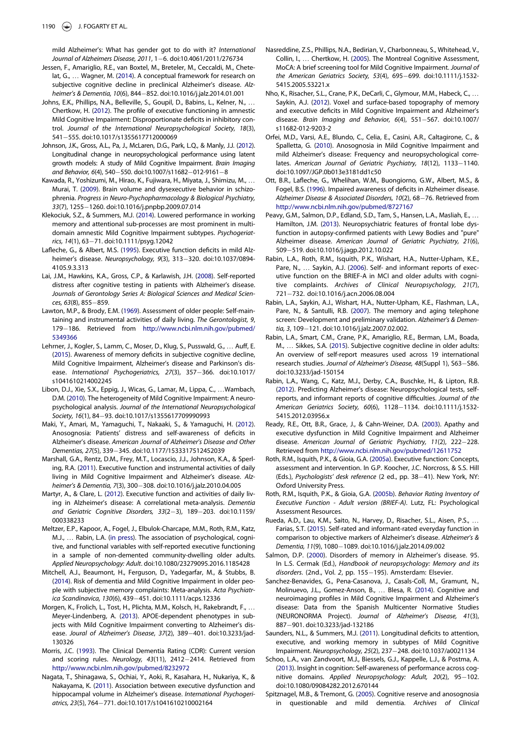mild Alzheimer's: What has gender got to do with it? *International Journal of Alzheimers Disease, 2011*, 1−6. doi:10.4061/2011/276734

Jessen, F., Amariglio, R.E., van Boxtel, M., Breteler, M., Ceccaldi, M., Chetelat, G., … Wagner, M. (2014). A conceptual framework for research on subjective cognitive decline in preclinical Alzheimer's disease. *Alzheimer's & Dementia, 10*(6), 844−852. doi:10.1016/j.jalz.2014.01.001

Johns, E.K., Phillips, N.A., Belleville, S., Goupil, D., Babins, L., Kelner, N., … Chertkow, H. (2012). The profile of executive functioning in amnestic Mild Cognitive Impairment: Disproportionate deficits in inhibitory control. *Journal of the International Neuropsychological Society, 18*(3), 541−555. doi:10.1017/s1355617712000069

Johnson, J.K., Gross, A.L., Pa, J., McLaren, D.G., Park, L.Q., & Manly, J.J. (2012). Longitudinal change in neuropsychological performance using latent growth models: A study of Mild Cognitive Impairment. *Brain Imaging and Behavior, 6*(4), 540−550. doi:10.1007/s11682−012-9161−8

Kawada, R., Yoshizumi, M., Hirao, K., Fujiwara, H., Miyata, J., Shimizu, M., … Murai, T. (2009). Brain volume and dysexecutive behavior in schizophrenia. *Progress in Neuro-Psychopharmacology & Biological Psychiatry, 33*(7), 1255−1260. doi:10.1016/j.pnpbp.2009.07.014

Klekociuk, S.Z., & Summers, M.J. (2014). Lowered performance in working memory and attentional sub-processes are most prominent in multi-domain amnestic Mild Cognitive Impairment subtypes. *Psychogeriatrics, 14*(1), 63−71. doi:10.1111/psyg.12042

Lafleche, G., & Albert, M.S. (1995). Executive function deficits in mild Alzheimer's disease. *Neuropsychology, 9*(3), 313−320. doi:10.1037/0894-4105.9.3.313

Lai, J.M., Hawkins, K.A., Gross, C.P., & Karlawish, J.H. (2008). Self-reported distress after cognitive testing in patients with Alzheimer's disease. *Journals of Gerontology Series A: Biological Sciences and Medical Sciences, 63*(8), 855−859.

Lawton, M.P., & Brody, E.M. (1969). Assessment of older people: Self-maintaining and instrumental activities of daily living. *The Gerontologist, 9*, 179−186. Retrieved from http://www.ncbi.nlm.nih.gov/pubmed/5349366

Lehrner, J., Kogler, S., Lamm, C., Moser, D., Klug, S., Pusswald, G., … Auff, E. (2015). Awareness of memory deficits in subjective cognitive decline, Mild Cognitive Impairment, Alzheimer's disease and Parkinson's disease. *International Psychogeriatrics, 27*(3), 357−366. doi:10.1017/s1041610214002245

Libon, D.J., Xie, S.X., Eppig, J., Wicas, G., Lamar, M., Lippa, C., …Wambach, D.M. (2010). The heterogeneity of Mild Cognitive Impairment: A neuropsychological analysis. *Journal of the International Neuropsychological Society, 16*(1), 84−93. doi:10.1017/s1355617709990993

Maki, Y., Amari, M., Yamaguchi, T., Nakaaki, S., & Yamaguchi, H. (2012). Anosognosia: Patients' distress and self-awareness of deficits in Alzheimer's disease. *American Journal of Alzheimer's Disease and Other Dementias, 27*(5), 339−345. doi:10.1177/1533317512452039

Marshall, G.A., Rentz, D.M., Frey, M.T., Locascio, J.J., Johnson, K.A., & Sperling, R.A. (2011). Executive function and instrumental activities of daily living in Mild Cognitive Impairment and Alzheimer's disease. *Alzheimer's & Dementia, 7*(3), 300−308. doi:10.1016/j.jalz.2010.04.005

Martyr, A., & Clare, L. (2012). Executive function and activities of daily living in Alzheimer's disease: A correlational meta-analysis. *Dementia and Geriatric Cognitive Disorders, 33*(2−3), 189−203. doi:10.1159/000338233

Meltzer, E.P., Kapoor, A., Fogel, J., Elbulok-Charcape, M.M., Roth, R.M., Katz, M.J., … Rabin, L.A. (in press). The association of psychological, cognitive, and functional variables with self-reported executive functioning in a sample of non-demented community-dwelling older adults. *Applied Neuropsychology: Adult*. doi:10.1080/23279095.2016.1185428

Mitchell, A.J., Beaumont, H., Ferguson, D., Yadegarfar, M., & Stubbs, B. (2014). Risk of dementia and Mild Cognitive Impairment in older people with subjective memory complaints: Meta-analysis. *Acta Psychiatrica Scandinavica, 130*(6), 439−451. doi:10.1111/acps.12336

Morgen, K., Frolich, L., Tost, H., Plichta, M.M., Kolsch, H., Rakebrandt, F., … Meyer-Lindenberg, A. (2013). APOE-dependent phenotypes in subjects with Mild Cognitive Impairment converting to Alzheimer's disease. *Joural of Alzheimer's Disease, 37*(2), 389−401. doi:10.3233/jad-130326

Morris, J.C. (1993). The Clinical Dementia Rating (CDR): Current version and scoring rules. *Neurology, 43*(11), 2412−2414. Retrieved from http://www.ncbi.nlm.nih.gov/pubmed/8232972

Nagata, T., Shinagawa, S., Ochiai, Y., Aoki, R., Kasahara, H., Nukariya, K., & Nakayama, K. (2011). Association between executive dysfunction and hippocampal volume in Alzheimer's disease. *International Psychogeriatrics, 23*(5), 764−771. doi:10.1017/s1041610210002164

Nasreddine, Z.S., Phillips, N.A., Bedirian, V., Charbonneau, S., Whitehead, V., Collin, I., … Chertkow, H. (2005). The Montreal Cognitive Assessment, MoCA: A brief screening tool for Mild Cognitive Impairment. *Journal of the American Geriatrics Society, 53*(4), 695−699. doi:10.1111/j.1532-5415.2005.53221.x

Nho, K., Risacher, S.L., Crane, P.K., DeCarli, C., Glymour, M.M., Habeck, C., … Saykin, A.J. (2012). Voxel and surface-based topography of memory and executive deficits in Mild Cognitive Impairment and Alzheimer's disease. *Brain Imaging and Behavior, 6*(4), 551−567. doi:10.1007/s11682-012-9203-2

Orfei, M.D., Varsi, A.E., Blundo, C., Celia, E., Casini, A.R., Caltagirone, C., & Spalletta, G. (2010). Anosognosia in Mild Cognitive Impairment and mild Alzheimer's disease: Frequency and neuropsychological correlates. *American Journal of Geriatric Psychiatry, 18*(12), 1133−1140. doi:10.1097/JGP.0b013e3181dd1c50

Ott, B.R., Lafleche, G., Whelihan, W.M., Buongiorno, G.W., Albert, M.S., & Fogel, B.S. (1996). Impaired awareness of deficits in Alzheimer disease. *Alzheimer Disease & Associated Disorders, 10*(2), 68−76. Retrieved from http://www.ncbi.nlm.nih.gov/pubmed/8727167

Peavy, G.M., Salmon, D.P., Edland, S.D., Tam, S., Hansen, L.A., Masliah, E., … Hamilton, J.M. (2013). Neuropsychiatric features of frontal lobe dysfunction in autopsy-confirmed patients with Lewy Bodies and "pure" Alzheimer disease. *American Journal of Geriatric Psychiatry, 21*(6), 509−519. doi:10.1016/j.jagp.2012.10.022

Rabin, L.A., Roth, R.M., Isquith, P.K., Wishart, H.A., Nutter-Upham, K.E., Pare, N., … Saykin, A.J. (2006). Self- and informant reports of executive function on the BRIEF-A in MCI and older adults with cognitive complaints. *Archives of Clinical Neuropsychology, 21*(7), 721−732. doi:10.1016/j.acn.2006.08.004

Rabin, L.A., Saykin, A.J., Wishart, H.A., Nutter-Upham, K.E., Flashman, L.A., Pare, N., & Santulli, R.B. (2007). The memory and aging telephone screen: Development and preliminary validation. *Alzheimer's & Dementia, 3*, 109−121. doi:10.1016/j.jalz.2007.02.002.

Rabin, L.A., Smart, C.M., Crane, P.K., Amariglio, R.E., Berman, L.M., Boada, M., … Sikkes, S.A. (2015). Subjective cognitive decline in older adults: An overview of self-report measures used across 19 international research studies. *Journal of Alzheimer's Disease, 48*(Suppl 1), S63−S86. doi:10.3233/jad-150154

Rabin, L.A., Wang, C., Katz, M.J., Derby, C.A., Buschke, H., & Lipton, R.B. (2012). Predicting Alzheimer's disease: Neuropsychological tests, self-reports, and informant reports of cognitive difficulties. *Journal of the American Geriatrics Society, 60*(6), 1128−1134. doi:10.1111/j.1532-5415.2012.03956.x

Ready, R.E., Ott, B.R., Grace, J., & Cahn-Weiner, D.A. (2003). Apathy and executive dysfunction in Mild Cognitive Impairment and Alzheimer disease. *American Journal of Geriatric Psychiatry, 11*(2), 222−228. Retrieved from http://www.ncbi.nlm.nih.gov/pubmed/12611752

Roth, R.M., Isquith, P.K., & Gioia, G.A. (2005a). Executive function: Concepts, assessment and intervention. In G.P. Koocher, J.C. Norcross, & S.S. Hill (Eds.), *Psychologists' desk reference* (2 ed., pp. 38−41). New York, NY: Oxford University Press.

Roth, R.M., Isquith, P.K., & Gioia, G.A. (2005b). *Behavior Rating Inventory of Executive Function - Adult version (BRIEF-A)*. Lutz, FL: Psychological Assessment Resources.

Rueda, A.D., Lau, K.M., Saito, N., Harvey, D., Risacher, S.L., Aisen, P.S., … Farias, S.T. (2015). Self-rated and informant-rated everyday function in comparison to objective markers of Alzheimer's disease. *Alzheimer's & Dementia, 11*(9), 1080−1089. doi:10.1016/j.jalz.2014.09.002

Salmon, D.P. (2000). Disorders of memory in Alzheimer's disease. 95. In L.S. Cermak (Ed.), *Handbook of neuropsychology: Memory and its disorders*. (2nd., Vol. *2*, pp. 155−195). Amsterdam: Elsevier.

Sanchez-Benavides, G., Pena-Casanova, J., Casals-Coll, M., Gramunt, N., Molinuevo, J.L., Gomez-Anson, B., … Blesa, R. (2014). Cognitive and neuroimaging profiles in Mild Cognitive Impairment and Alzheimer's disease: Data from the Spanish Multicenter Normative Studies (NEURONORMA Project). *Journal of Alzheimer's Disease, 41*(3), 887−901. doi:10.3233/jad-132186

Saunders, N.L., & Summers, M.J. (2011). Longitudinal deficits to attention, executive, and working memory in subtypes of Mild Cognitive Impairment. *Neuropsychology, 25*(2), 237−248. doi:10.1037/a0021134

Schoo, L.A., van Zandvoort, M.J., Biessels, G.J., Kappelle, L.J., & Postma, A. (2013). Insight in cognition: Self-awareness of performance across cognitive domains. *Applied Neuropsychology: Adult, 20*(2), 95−102. doi:10.1080/09084282.2012.670144

Spitznagel, M.B., & Tremont, G. (2005). Cognitive reserve and anosognosia in questionable and mild dementia. *Archives of Clinical*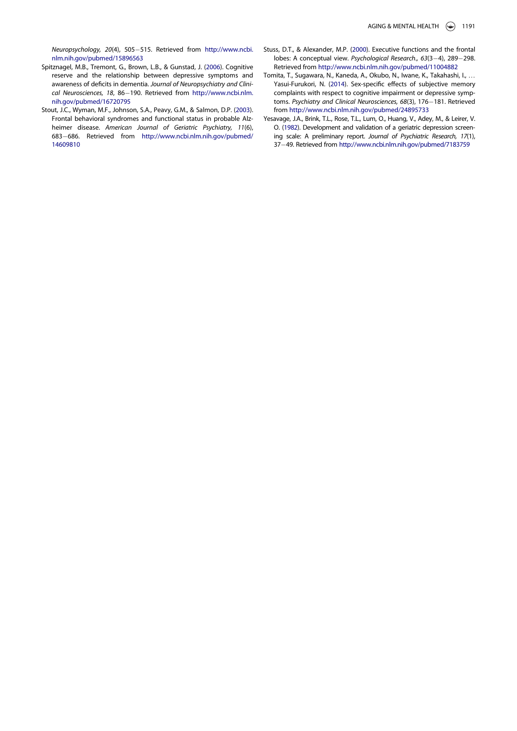*Neuropsychology, 20*(4), 505−515. Retrieved from http://www.ncbi.nlm.nih.gov/pubmed/15896563

Spitznagel, M.B., Tremont, G., Brown, L.B., & Gunstad, J. (2006). Cognitive reserve and the relationship between depressive symptoms and awareness of deficits in dementia. *Journal of Neuropsychiatry and Clinical Neurosciences, 18*, 86−190. Retrieved from http://www.ncbi.nlm.nih.gov/pubmed/16720795

Stout, J.C., Wyman, M.F., Johnson, S.A., Peavy, G.M., & Salmon, D.P. (2003). Frontal behavioral syndromes and functional status in probable Alzheimer disease. *American Journal of Geriatric Psychiatry, 11*(6), 683−686. Retrieved from http://www.ncbi.nlm.nih.gov/pubmed/14609810

Stuss, D.T., & Alexander, M.P. (2000). Executive functions and the frontal lobes: A conceptual view. *Psychological Research., 63*(3−4), 289−298. Retrieved from http://www.ncbi.nlm.nih.gov/pubmed/11004882

Tomita, T., Sugawara, N., Kaneda, A., Okubo, N., Iwane, K., Takahashi, I., … Yasui-Furukori, N. (2014). Sex-specific effects of subjective memory complaints with respect to cognitive impairment or depressive symptoms. *Psychiatry and Clinical Neurosciences, 68*(3), 176−181. Retrieved from http://www.ncbi.nlm.nih.gov/pubmed/24895733

Yesavage, J.A., Brink, T.L., Rose, T.L., Lum, O., Huang, V., Adey, M., & Leirer, V. O. (1982). Development and validation of a geriatric depression screening scale: A preliminary report. *Journal of Psychiatric Research, 17*(1), 37−49. Retrieved from http://www.ncbi.nlm.nih.gov/pubmed/7183759